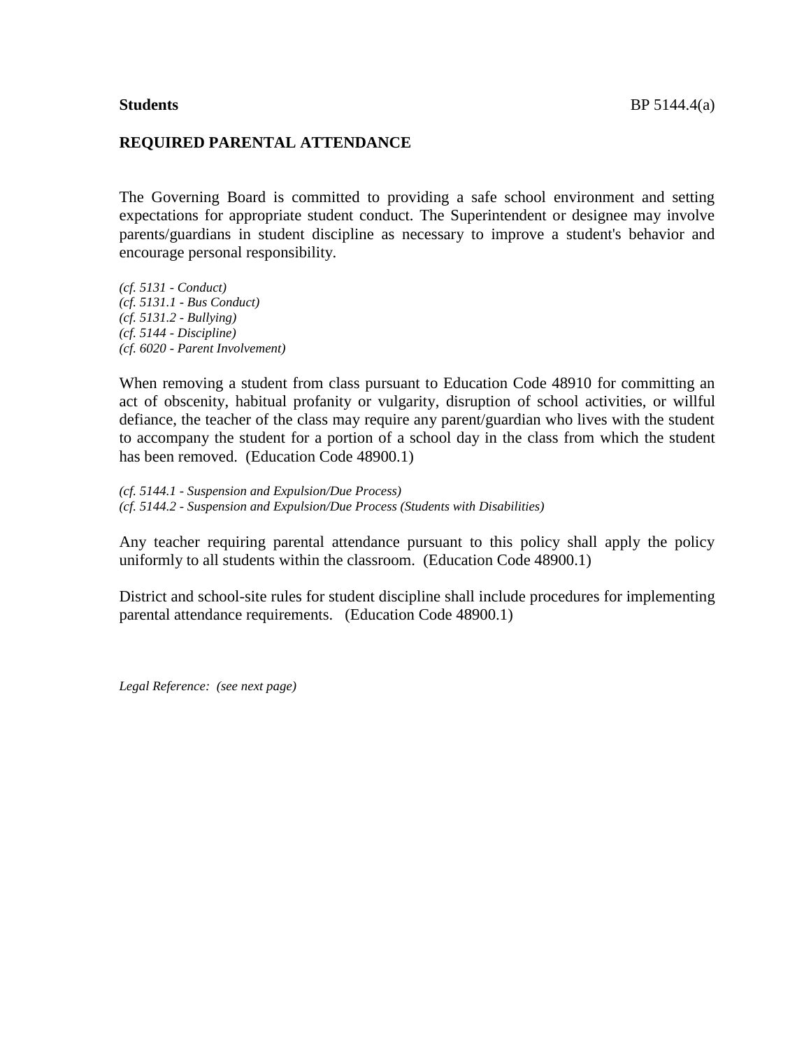**Students** BP 5144.4(a)

## REQUIRED PARENTAL ATTENDANCE

The Governing Board is committed to providing a safe school environment and setting expectations for appropriate student conduct. The Superintendent or designee may involve parents/guardians in student discipline as necessary to improve a student's behavior and encourage personal responsibility.

*(cf. 5131 - Conduct)*
*(cf. 5131.1 - Bus Conduct)*
*(cf. 5131.2 - Bullying)*
*(cf. 5144 - Discipline)*
*(cf. 6020 - Parent Involvement)*

When removing a student from class pursuant to Education Code 48910 for committing an act of obscenity, habitual profanity or vulgarity, disruption of school activities, or willful defiance, the teacher of the class may require any parent/guardian who lives with the student to accompany the student for a portion of a school day in the class from which the student has been removed. (Education Code 48900.1)

*(cf. 5144.1 - Suspension and Expulsion/Due Process)*
*(cf. 5144.2 - Suspension and Expulsion/Due Process (Students with Disabilities)*

Any teacher requiring parental attendance pursuant to this policy shall apply the policy uniformly to all students within the classroom. (Education Code 48900.1)

District and school-site rules for student discipline shall include procedures for implementing parental attendance requirements. (Education Code 48900.1)

*Legal Reference: (see next page)*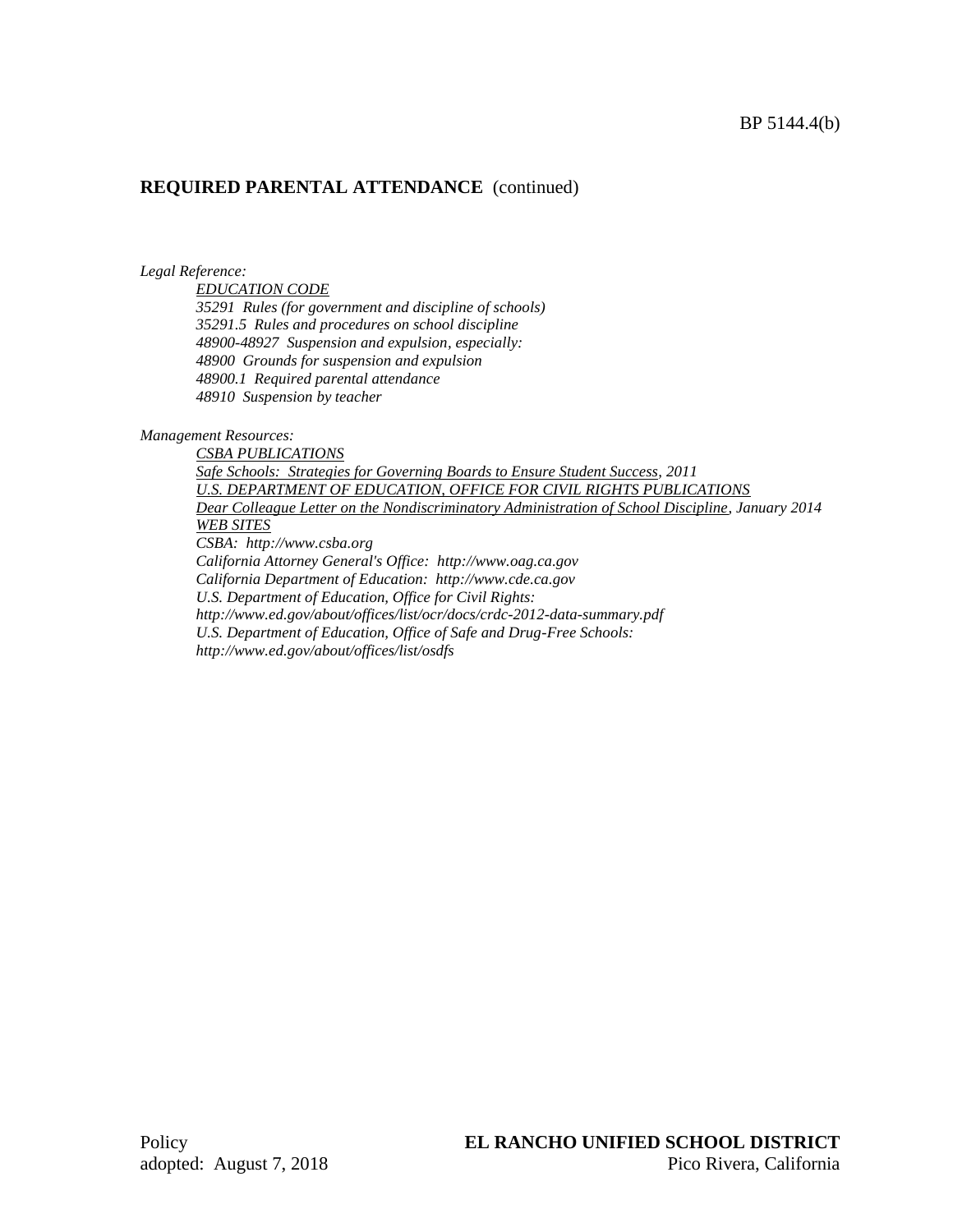## REQUIRED PARENTAL ATTENDANCE (continued)

*Legal Reference:*

*EDUCATION CODE*
*35291 Rules (for government and discipline of schools)*
*35291.5 Rules and procedures on school discipline*
*48900-48927 Suspension and expulsion, especially:*
*48900 Grounds for suspension and expulsion*
*48900.1 Required parental attendance*
*48910 Suspension by teacher*

*Management Resources:*

*CSBA PUBLICATIONS*
*Safe Schools: Strategies for Governing Boards to Ensure Student Success, 2011*
*U.S. DEPARTMENT OF EDUCATION, OFFICE FOR CIVIL RIGHTS PUBLICATIONS*
*Dear Colleague Letter on the Nondiscriminatory Administration of School Discipline, January 2014*
*WEB SITES*
*CSBA: http://www.csba.org*
*California Attorney General's Office: http://www.oag.ca.gov*
*California Department of Education: http://www.cde.ca.gov*
*U.S. Department of Education, Office for Civil Rights:*
*http://www.ed.gov/about/offices/list/ocr/docs/crdc-2012-data-summary.pdf*
*U.S. Department of Education, Office of Safe and Drug-Free Schools:*
*http://www.ed.gov/about/offices/list/osdfs*

Policy
adopted: August 7, 2018

**EL RANCHO UNIFIED SCHOOL DISTRICT**
Pico Rivera, California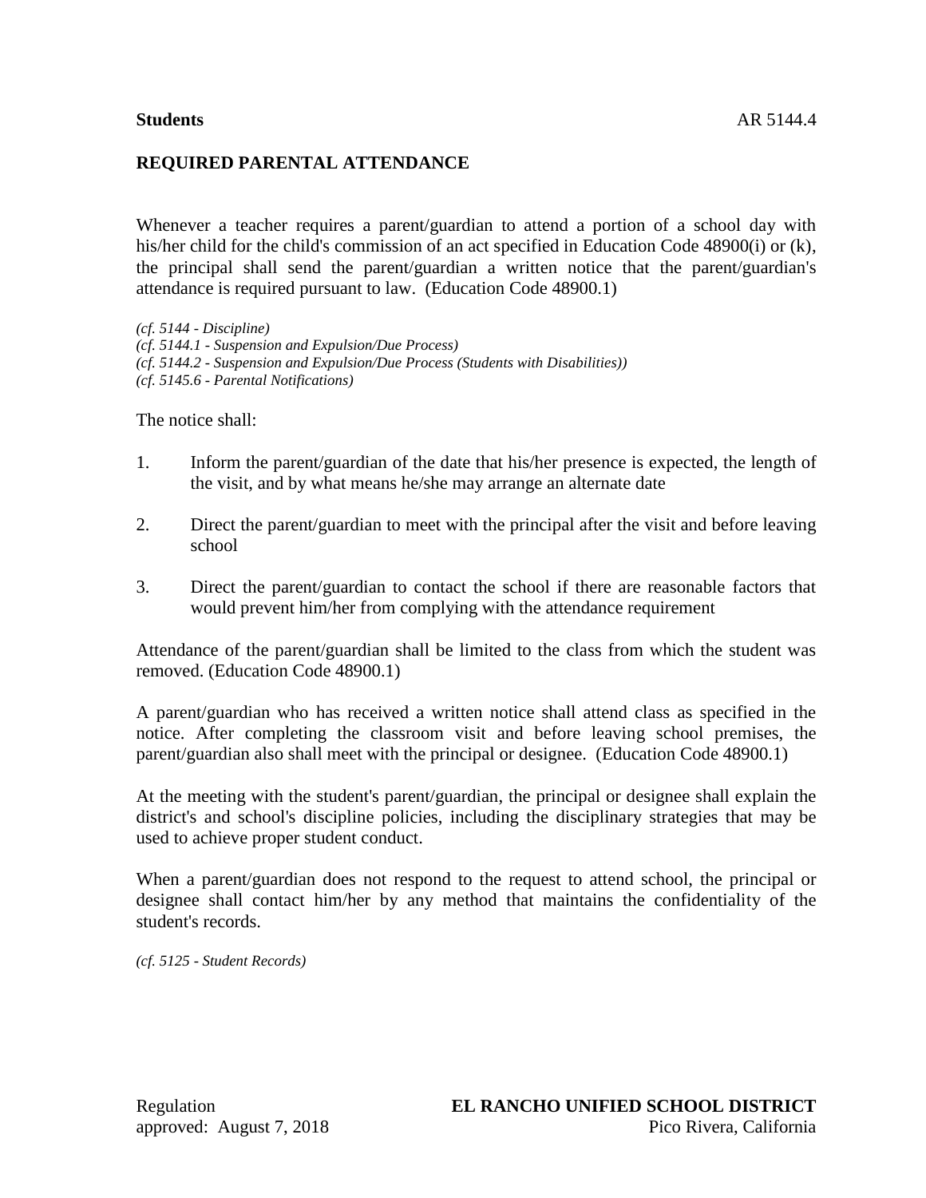**Students** AR 5144.4

## REQUIRED PARENTAL ATTENDANCE

Whenever a teacher requires a parent/guardian to attend a portion of a school day with his/her child for the child's commission of an act specified in Education Code 48900(i) or (k), the principal shall send the parent/guardian a written notice that the parent/guardian's attendance is required pursuant to law. (Education Code 48900.1)

*(cf. 5144 - Discipline)*
*(cf. 5144.1 - Suspension and Expulsion/Due Process)*
*(cf. 5144.2 - Suspension and Expulsion/Due Process (Students with Disabilities))*
*(cf. 5145.6 - Parental Notifications)*

The notice shall:

1. Inform the parent/guardian of the date that his/her presence is expected, the length of the visit, and by what means he/she may arrange an alternate date
2. Direct the parent/guardian to meet with the principal after the visit and before leaving school
3. Direct the parent/guardian to contact the school if there are reasonable factors that would prevent him/her from complying with the attendance requirement

Attendance of the parent/guardian shall be limited to the class from which the student was removed. (Education Code 48900.1)

A parent/guardian who has received a written notice shall attend class as specified in the notice. After completing the classroom visit and before leaving school premises, the parent/guardian also shall meet with the principal or designee. (Education Code 48900.1)

At the meeting with the student's parent/guardian, the principal or designee shall explain the district's and school's discipline policies, including the disciplinary strategies that may be used to achieve proper student conduct.

When a parent/guardian does not respond to the request to attend school, the principal or designee shall contact him/her by any method that maintains the confidentiality of the student's records.

*(cf. 5125 - Student Records)*

Regulation approved: August 7, 2018

**EL RANCHO UNIFIED SCHOOL DISTRICT**
Pico Rivera, California